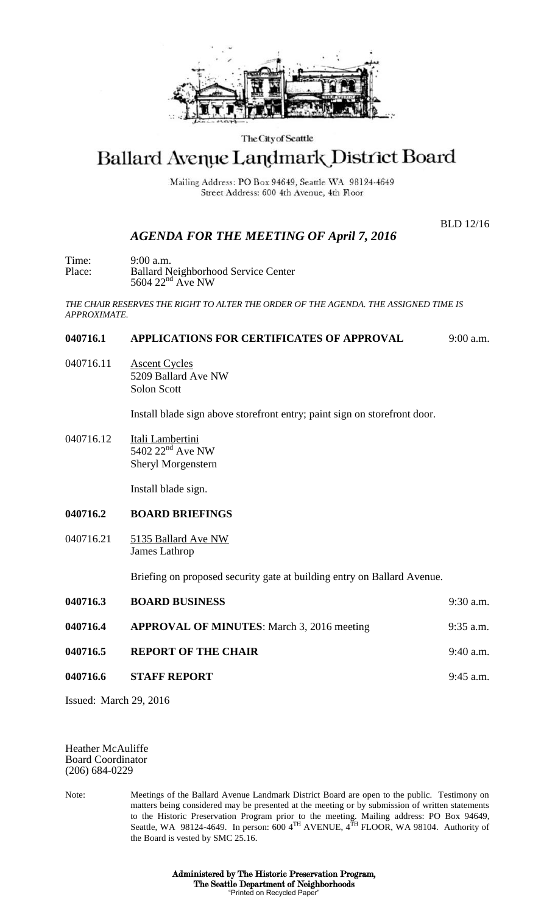The City of Seattle

# Ballard Avenue Landmark District Board

Mailing Address: PO Box 94649, Seattle WA 98124-4649
Street Address: 600 4th Avenue, 4th Floor

BLD 12/16

## *AGENDA FOR THE MEETING OF April 7, 2016*

Time: 9:00 a.m.
Place: Ballard Neighborhood Service Center
5604 22nd Ave NW

*THE CHAIR RESERVES THE RIGHT TO ALTER THE ORDER OF THE AGENDA. THE ASSIGNED TIME IS APPROXIMATE.*

**040716.1 APPLICATIONS FOR CERTIFICATES OF APPROVAL** 9:00 a.m.

040716.11 Ascent Cycles
5209 Ballard Ave NW
Solon Scott

Install blade sign above storefront entry; paint sign on storefront door.

040716.12 Itali Lambertini
5402 22nd Ave NW
Sheryl Morgenstern

Install blade sign.

**040716.2 BOARD BRIEFINGS**

040716.21 5135 Ballard Ave NW
James Lathrop

Briefing on proposed security gate at building entry on Ballard Avenue.

**040716.3 BOARD BUSINESS** 9:30 a.m.

**040716.4 APPROVAL OF MINUTES**: March 3, 2016 meeting 9:35 a.m.

**040716.5 REPORT OF THE CHAIR** 9:40 a.m.

**040716.6 STAFF REPORT** 9:45 a.m.

Issued: March 29, 2016

Heather McAuliffe
Board Coordinator
(206) 684-0229

Note: Meetings of the Ballard Avenue Landmark District Board are open to the public. Testimony on matters being considered may be presented at the meeting or by submission of written statements to the Historic Preservation Program prior to the meeting. Mailing address: PO Box 94649, Seattle, WA 98124-4649. In person: 600 4TH AVENUE, 4TH FLOOR, WA 98104. Authority of the Board is vested by SMC 25.16.

**Administered by The Historic Preservation Program,**
**The Seattle Department of Neighborhoods**
"Printed on Recycled Paper"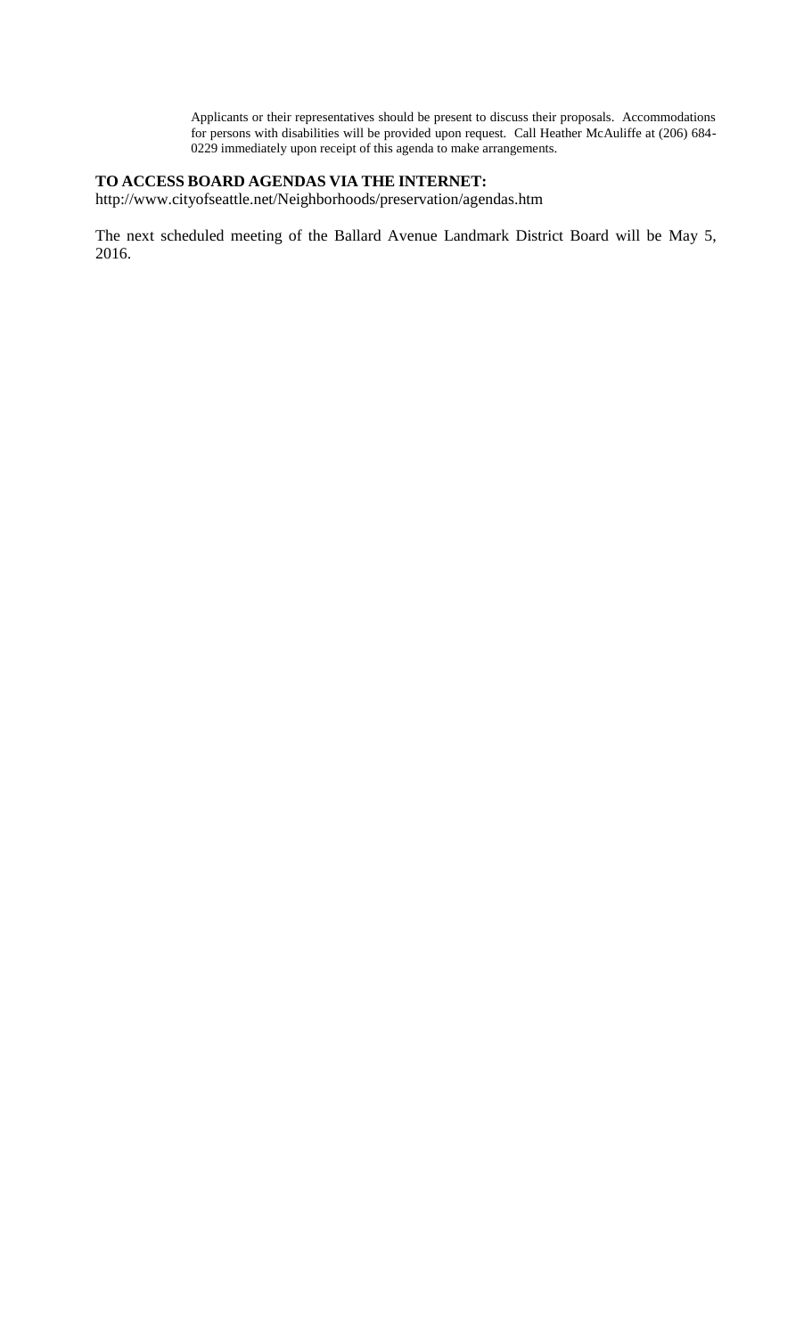Applicants or their representatives should be present to discuss their proposals. Accommodations for persons with disabilities will be provided upon request. Call Heather McAuliffe at (206) 684-0229 immediately upon receipt of this agenda to make arrangements.

**TO ACCESS BOARD AGENDAS VIA THE INTERNET:**

http://www.cityofseattle.net/Neighborhoods/preservation/agendas.htm

The next scheduled meeting of the Ballard Avenue Landmark District Board will be May 5, 2016.